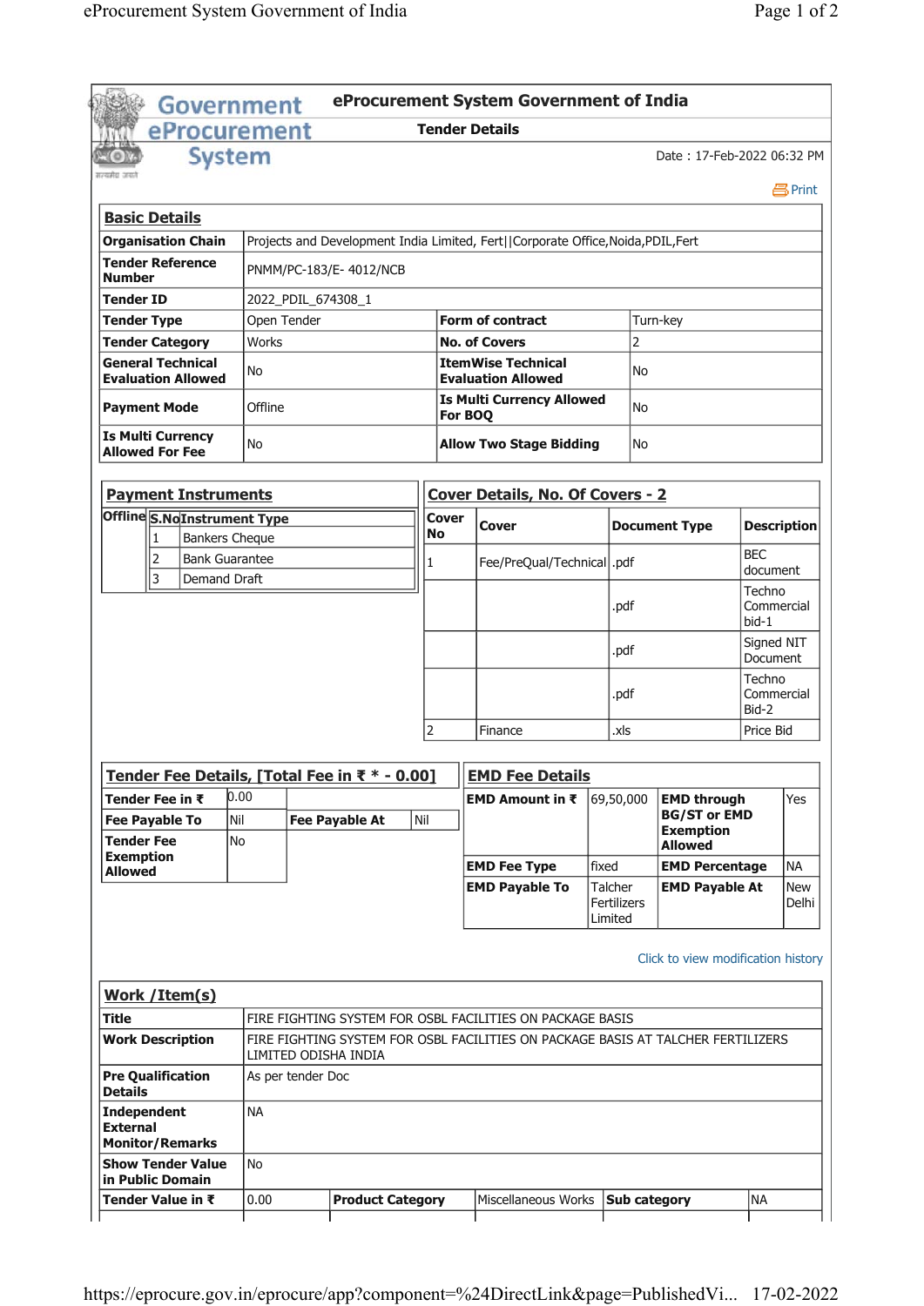# eProcurement System Government of India

## Tender Details

Date : 17-Feb-2022 06:32 PM

Print

### Basic Details

| | | | |
|---|---|---|---|
| **Organisation Chain** | Projects and Development India Limited, Fert\|\|Corporate Office,Noida,PDIL,Fert | | |
| **Tender Reference Number** | PNMM/PC-183/E- 4012/NCB | | |
| **Tender ID** | 2022_PDIL_674308_1 | | |
| **Tender Type** | Open Tender | **Form of contract** | Turn-key |
| **Tender Category** | Works | **No. of Covers** | 2 |
| **General Technical Evaluation Allowed** | No | **ItemWise Technical Evaluation Allowed** | No |
| **Payment Mode** | Offline | **Is Multi Currency Allowed For BOQ** | No |
| **Is Multi Currency Allowed For Fee** | No | **Allow Two Stage Bidding** | No |

### Payment Instruments

| Offline | S.No | Instrument Type |
|---|---|---|
| | 1 | Bankers Cheque |
| | 2 | Bank Guarantee |
| | 3 | Demand Draft |

### Cover Details, No. Of Covers - 2

| Cover No | Cover | Document Type | Description |
|---|---|---|---|
| 1 | Fee/PreQual/Technical | .pdf | BEC document |
| | | .pdf | Techno Commercial bid-1 |
| | | .pdf | Signed NIT Document |
| | | .pdf | Techno Commercial Bid-2 |
| 2 | Finance | .xls | Price Bid |

### Tender Fee Details, [Total Fee in ₹ * - 0.00]

| | | | |
|---|---|---|---|
| **Tender Fee in ₹** | 0.00 | | |
| **Fee Payable To** | Nil | **Fee Payable At** | Nil |
| **Tender Fee Exemption Allowed** | No | | |

### EMD Fee Details

| | | | |
|---|---|---|---|
| **EMD Amount in ₹** | 69,50,000 | **EMD through BG/ST or EMD Exemption Allowed** | Yes |
| **EMD Fee Type** | fixed | **EMD Percentage** | NA |
| **EMD Payable To** | Talcher Fertilizers Limited | **EMD Payable At** | New Delhi |

Click to view modification history

### Work /Item(s)

| | | | | | |
|---|---|---|---|---|---|
| **Title** | FIRE FIGHTING SYSTEM FOR OSBL FACILITIES ON PACKAGE BASIS | | | | |
| **Work Description** | FIRE FIGHTING SYSTEM FOR OSBL FACILITIES ON PACKAGE BASIS AT TALCHER FERTILIZERS LIMITED ODISHA INDIA | | | | |
| **Pre Qualification Details** | As per tender Doc | | | | |
| **Independent External Monitor/Remarks** | NA | | | | |
| **Show Tender Value in Public Domain** | No | | | | |
| **Tender Value in ₹** | 0.00 | **Product Category** | Miscellaneous Works | **Sub category** | NA |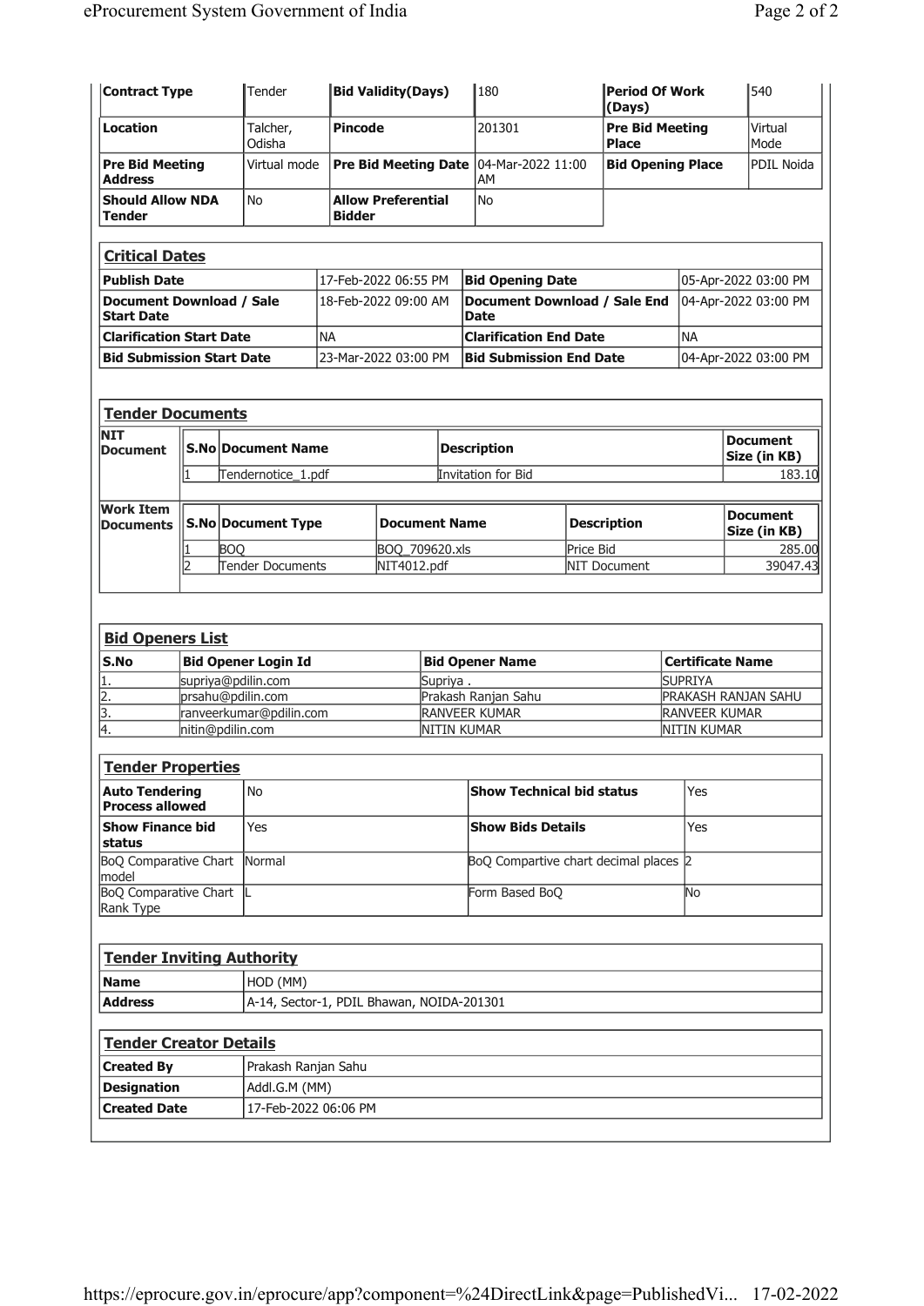| | | | | | | | |
|---|---|---|---|---|---|---|---|
| **Contract Type** | Tender | **Bid Validity(Days)** | 180 | **Period Of Work (Days)** | 540 |
| **Location** | Talcher, Odisha | **Pincode** | 201301 | **Pre Bid Meeting Place** | Virtual Mode |
| **Pre Bid Meeting Address** | Virtual mode | **Pre Bid Meeting Date** | 04-Mar-2022 11:00 AM | **Bid Opening Place** | PDIL Noida |
| **Should Allow NDA Tender** | No | **Allow Preferential Bidder** | No | | |

## Critical Dates

| | | | |
|---|---|---|---|
| **Publish Date** | 17-Feb-2022 06:55 PM | **Bid Opening Date** | 05-Apr-2022 03:00 PM |
| **Document Download / Sale Start Date** | 18-Feb-2022 09:00 AM | **Document Download / Sale End Date** | 04-Apr-2022 03:00 PM |
| **Clarification Start Date** | NA | **Clarification End Date** | NA |
| **Bid Submission Start Date** | 23-Mar-2022 03:00 PM | **Bid Submission End Date** | 04-Apr-2022 03:00 PM |

## Tender Documents

**NIT Document**

| S.No | Document Name | Description | Document Size (in KB) |
|---|---|---|---|
| 1 | Tendernotice_1.pdf | Invitation for Bid | 183.10 |

**Work Item Documents**

| S.No | Document Type | Document Name | Description | Document Size (in KB) |
|---|---|---|---|---|
| 1 | BOQ | BOQ_709620.xls | Price Bid | 285.00 |
| 2 | Tender Documents | NIT4012.pdf | NIT Document | 39047.43 |

## Bid Openers List

| S.No | Bid Opener Login Id | Bid Opener Name | Certificate Name |
|---|---|---|---|
| 1. | supriya@pdilin.com | Supriya . | SUPRIYA |
| 2. | prsahu@pdilin.com | Prakash Ranjan Sahu | PRAKASH RANJAN SAHU |
| 3. | ranveerkumar@pdilin.com | RANVEER KUMAR | RANVEER KUMAR |
| 4. | nitin@pdilin.com | NITIN KUMAR | NITIN KUMAR |

## Tender Properties

| | | | |
|---|---|---|---|
| **Auto Tendering Process allowed** | No | **Show Technical bid status** | Yes |
| **Show Finance bid status** | Yes | **Show Bids Details** | Yes |
| BoQ Comparative Chart model | Normal | BoQ Compartive chart decimal places | 2 |
| BoQ Comparative Chart Rank Type | L | Form Based BoQ | No |

## Tender Inviting Authority

| | |
|---|---|
| **Name** | HOD (MM) |
| **Address** | A-14, Sector-1, PDIL Bhawan, NOIDA-201301 |

## Tender Creator Details

| | |
|---|---|
| **Created By** | Prakash Ranjan Sahu |
| **Designation** | Addl.G.M (MM) |
| **Created Date** | 17-Feb-2022 06:06 PM |